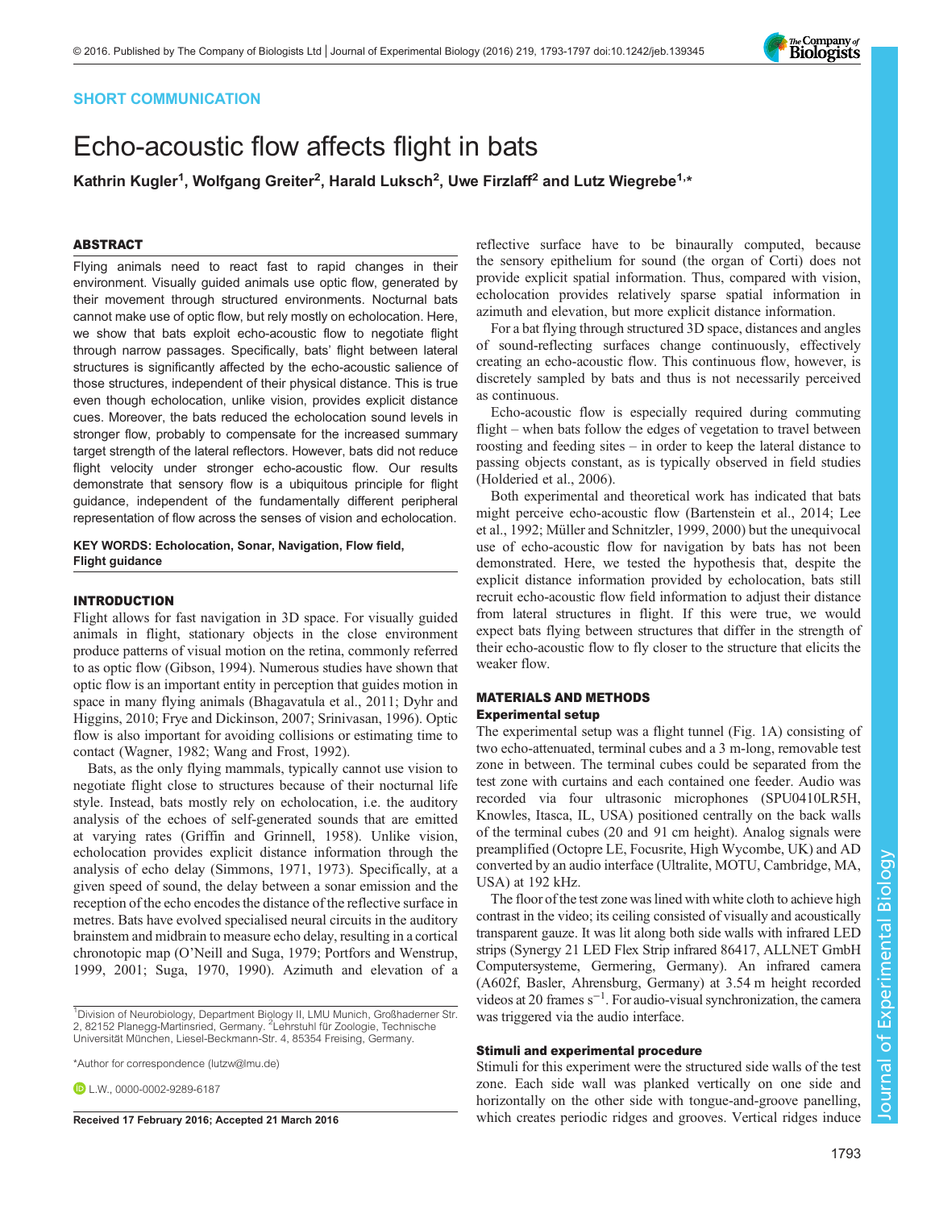SHORT COMMUNICATION

# Echo-acoustic flow affects flight in bats

**Kathrin Kugler[1], Wolfgang Greiter[2], Harald Luksch[2], Uwe Firzlaff[2] and Lutz Wiegrebe[1,*]**

## ABSTRACT

Flying animals need to react fast to rapid changes in their environment. Visually guided animals use optic flow, generated by their movement through structured environments. Nocturnal bats cannot make use of optic flow, but rely mostly on echolocation. Here, we show that bats exploit echo-acoustic flow to negotiate flight through narrow passages. Specifically, bats' flight between lateral structures is significantly affected by the echo-acoustic salience of those structures, independent of their physical distance. This is true even though echolocation, unlike vision, provides explicit distance cues. Moreover, the bats reduced the echolocation sound levels in stronger flow, probably to compensate for the increased summary target strength of the lateral reflectors. However, bats did not reduce flight velocity under stronger echo-acoustic flow. Our results demonstrate that sensory flow is a ubiquitous principle for flight guidance, independent of the fundamentally different peripheral representation of flow across the senses of vision and echolocation.

**KEY WORDS: Echolocation, Sonar, Navigation, Flow field, Flight guidance**

## INTRODUCTION

Flight allows for fast navigation in 3D space. For visually guided animals in flight, stationary objects in the close environment produce patterns of visual motion on the retina, commonly referred to as optic flow (Gibson, 1994). Numerous studies have shown that optic flow is an important entity in perception that guides motion in space in many flying animals (Bhagavatula et al., 2011; Dyhr and Higgins, 2010; Frye and Dickinson, 2007; Srinivasan, 1996). Optic flow is also important for avoiding collisions or estimating time to contact (Wagner, 1982; Wang and Frost, 1992).

Bats, as the only flying mammals, typically cannot use vision to negotiate flight close to structures because of their nocturnal life style. Instead, bats mostly rely on echolocation, i.e. the auditory analysis of the echoes of self-generated sounds that are emitted at varying rates (Griffin and Grinnell, 1958). Unlike vision, echolocation provides explicit distance information through the analysis of echo delay (Simmons, 1971, 1973). Specifically, at a given speed of sound, the delay between a sonar emission and the reception of the echo encodes the distance of the reflective surface in metres. Bats have evolved specialised neural circuits in the auditory brainstem and midbrain to measure echo delay, resulting in a cortical chronotopic map (O'Neill and Suga, 1979; Portfors and Wenstrup, 1999, 2001; Suga, 1970, 1990). Azimuth and elevation of a reflective surface have to be binaurally computed, because the sensory epithelium for sound (the organ of Corti) does not provide explicit spatial information. Thus, compared with vision, echolocation provides relatively sparse spatial information in azimuth and elevation, but more explicit distance information.

For a bat flying through structured 3D space, distances and angles of sound-reflecting surfaces change continuously, effectively creating an echo-acoustic flow. This continuous flow, however, is discretely sampled by bats and thus is not necessarily perceived as continuous.

Echo-acoustic flow is especially required during commuting flight – when bats follow the edges of vegetation to travel between roosting and feeding sites – in order to keep the lateral distance to passing objects constant, as is typically observed in field studies (Holderied et al., 2006).

Both experimental and theoretical work has indicated that bats might perceive echo-acoustic flow (Bartenstein et al., 2014; Lee et al., 1992; Müller and Schnitzler, 1999, 2000) but the unequivocal use of echo-acoustic flow for navigation by bats has not been demonstrated. Here, we tested the hypothesis that, despite the explicit distance information provided by echolocation, bats still recruit echo-acoustic flow field information to adjust their distance from lateral structures in flight. If this were true, we would expect bats flying between structures that differ in the strength of their echo-acoustic flow to fly closer to the structure that elicits the weaker flow.

## MATERIALS AND METHODS

### Experimental setup

The experimental setup was a flight tunnel (Fig. 1A) consisting of two echo-attenuated, terminal cubes and a 3 m-long, removable test zone in between. The terminal cubes could be separated from the test zone with curtains and each contained one feeder. Audio was recorded via four ultrasonic microphones (SPU0410LR5H, Knowles, Itasca, IL, USA) positioned centrally on the back walls of the terminal cubes (20 and 91 cm height). Analog signals were preamplified (Octopre LE, Focusrite, High Wycombe, UK) and AD converted by an audio interface (Ultralite, MOTU, Cambridge, MA, USA) at 192 kHz.

The floor of the test zone was lined with white cloth to achieve high contrast in the video; its ceiling consisted of visually and acoustically transparent gauze. It was lit along both side walls with infrared LED strips (Synergy 21 LED Flex Strip infrared 86417, ALLNET GmbH Computersysteme, Germering, Germany). An infrared camera (A602f, Basler, Ahrensburg, Germany) at 3.54 m height recorded videos at 20 frames $s^{-1}$. For audio-visual synchronization, the camera was triggered via the audio interface.

### Stimuli and experimental procedure

Stimuli for this experiment were the structured side walls of the test zone. Each side wall was planked vertically on one side and horizontally on the other side with tongue-and-groove panelling, which creates periodic ridges and grooves. Vertical ridges induce

[1]Division of Neurobiology, Department Biology II, LMU Munich, Großhaderner Str. 2, 82152 Planegg-Martinsried, Germany. [2]Lehrstuhl für Zoologie, Technische Universität München, Liesel-Beckmann-Str. 4, 85354 Freising, Germany.

*Author for correspondence (lutzw@lmu.de)

L.W., 0000-0002-9289-6187

Received 17 February 2016; Accepted 21 March 2016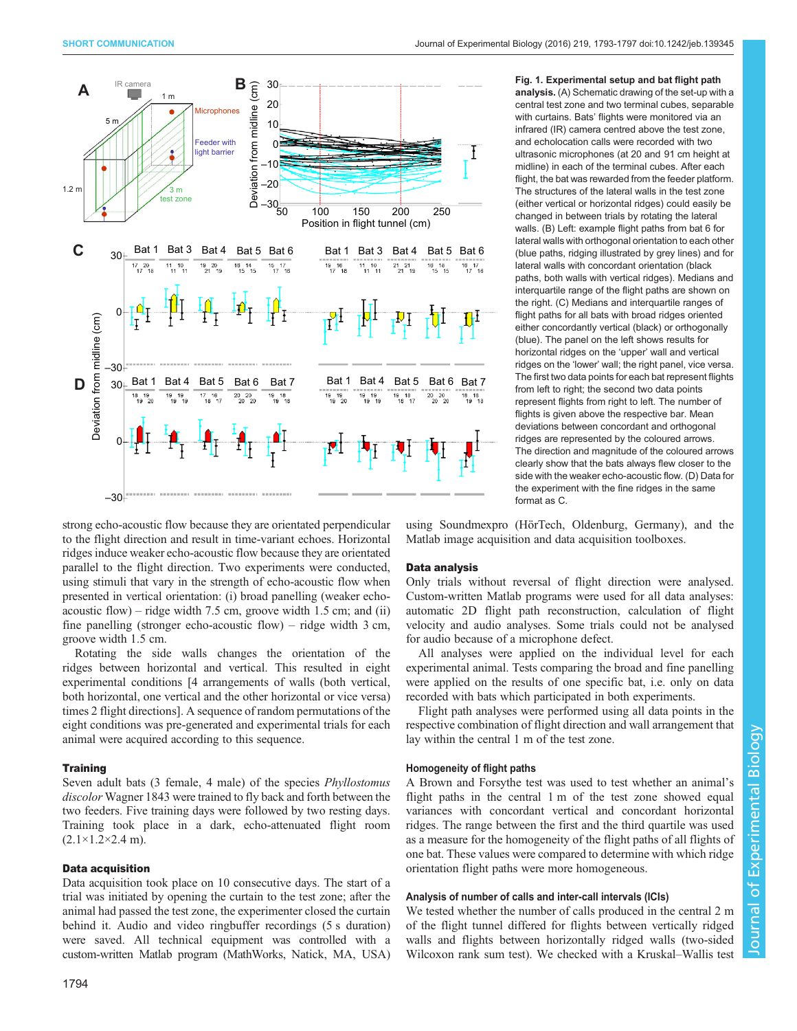**Fig. 1. Experimental setup and bat flight path analysis.** (A) Schematic drawing of the set-up with a central test zone and two terminal cubes, separable with curtains. Bats' flights were monitored via an infrared (IR) camera centred above the test zone, and echolocation calls were recorded with two ultrasonic microphones (at 20 and 91 cm height at midline) in each of the terminal cubes. After each flight, the bat was rewarded from the feeder platform. The structures of the lateral walls in the test zone (either vertical or horizontal ridges) could easily be changed in between trials by rotating the lateral walls. (B) Left: example flight paths from bat 6 for lateral walls with orthogonal orientation to each other (blue paths, ridging illustrated by grey lines) and for lateral walls with concordant orientation (black paths, both walls with vertical ridges). Medians and interquartile range of the flight paths are shown on the right. (C) Medians and interquartile ranges of flight paths for all bats with broad ridges oriented either concordantly vertical (black) or orthogonally (blue). The panel on the left shows results for horizontal ridges on the 'upper' wall and vertical ridges on the 'lower' wall; the right panel, vice versa. The first two data points for each bat represent flights from left to right; the second two data points represent flights from right to left. The number of flights is given above the respective bar. Mean deviations between concordant and orthogonal ridges are represented by the coloured arrows. The direction and magnitude of the coloured arrows clearly show that the bats always flew closer to the side with the weaker echo-acoustic flow. (D) Data for the experiment with the fine ridges in the same format as C.

strong echo-acoustic flow because they are orientated perpendicular to the flight direction and result in time-variant echoes. Horizontal ridges induce weaker echo-acoustic flow because they are orientated parallel to the flight direction. Two experiments were conducted, using stimuli that vary in the strength of echo-acoustic flow when presented in vertical orientation: (i) broad panelling (weaker echo-acoustic flow) – ridge width 7.5 cm, groove width 1.5 cm; and (ii) fine panelling (stronger echo-acoustic flow) – ridge width 3 cm, groove width 1.5 cm.

Rotating the side walls changes the orientation of the ridges between horizontal and vertical. This resulted in eight experimental conditions [4 arrangements of walls (both vertical, both horizontal, one vertical and the other horizontal or vice versa) times 2 flight directions]. A sequence of random permutations of the eight conditions was pre-generated and experimental trials for each animal were acquired according to this sequence.

### Training

Seven adult bats (3 female, 4 male) of the species *Phyllostomus discolor* Wagner 1843 were trained to fly back and forth between the two feeders. Five training days were followed by two resting days. Training took place in a dark, echo-attenuated flight room (2.1×1.2×2.4 m).

### Data acquisition

Data acquisition took place on 10 consecutive days. The start of a trial was initiated by opening the curtain to the test zone; after the animal had passed the test zone, the experimenter closed the curtain behind it. Audio and video ringbuffer recordings (5 s duration) were saved. All technical equipment was controlled with a custom-written Matlab program (MathWorks, Natick, MA, USA) using Soundmexpro (HörTech, Oldenburg, Germany), and the Matlab image acquisition and data acquisition toolboxes.

### Data analysis

Only trials without reversal of flight direction were analysed. Custom-written Matlab programs were used for all data analyses: automatic 2D flight path reconstruction, calculation of flight velocity and audio analyses. Some trials could not be analysed because of a microphone defect.

All analyses were applied on the individual level for each experimental animal. Tests comparing the broad and fine panelling were applied on the results of one specific bat, i.e. only on data recorded with bats which participated in both experiments.

Flight path analyses were performed using all data points in the respective combination of flight direction and wall arrangement that lay within the central 1 m of the test zone.

#### Homogeneity of flight paths

A Brown and Forsythe test was used to test whether an animal's flight paths in the central 1 m of the test zone showed equal variances with concordant vertical and concordant horizontal ridges. The range between the first and the third quartile was used as a measure for the homogeneity of the flight paths of all flights of one bat. These values were compared to determine with which ridge orientation flight paths were more homogeneous.

#### Analysis of number of calls and inter-call intervals (ICIs)

We tested whether the number of calls produced in the central 2 m of the flight tunnel differed for flights between vertically ridged walls and flights between horizontally ridged walls (two-sided Wilcoxon rank sum test). We checked with a Kruskal–Wallis test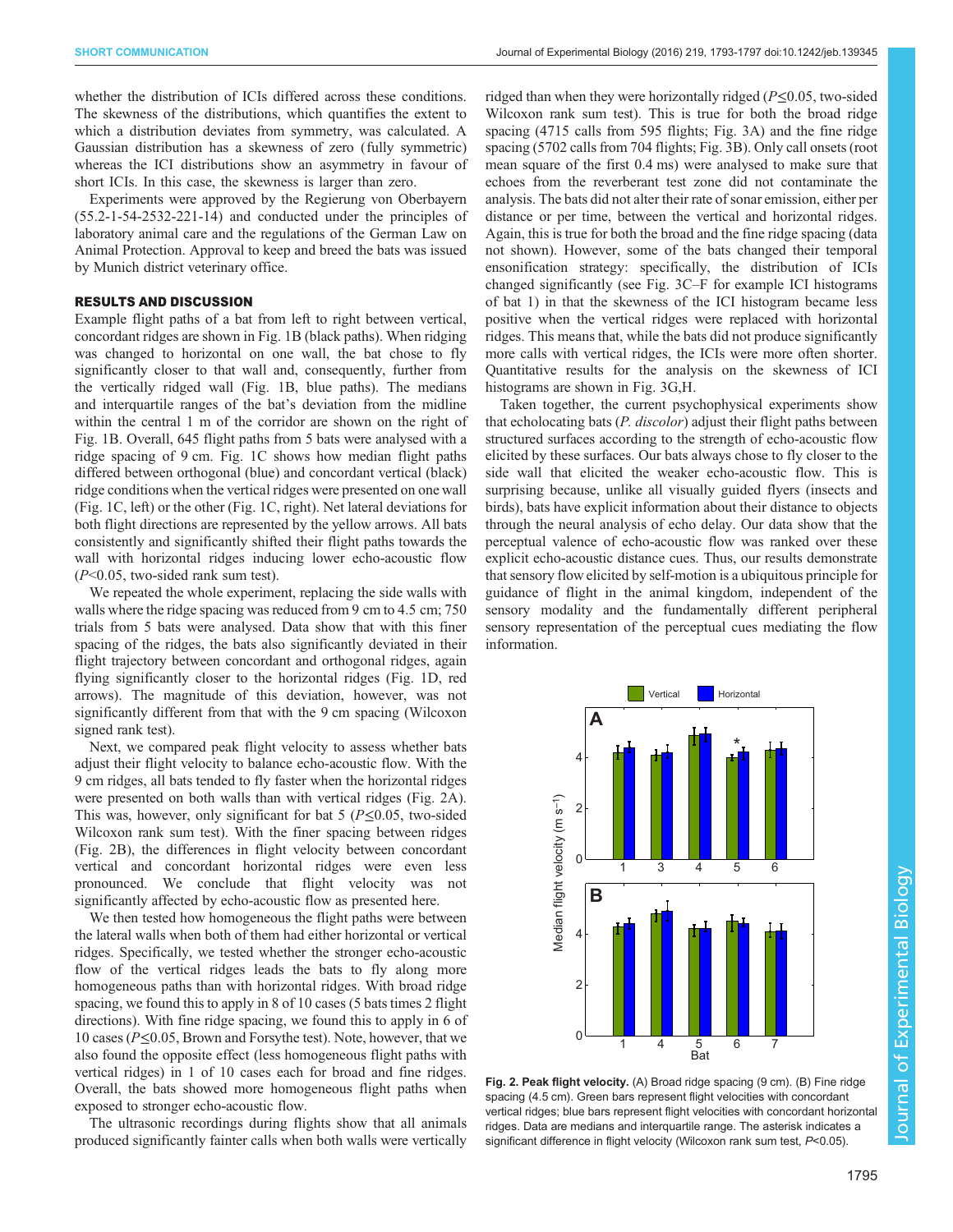whether the distribution of ICIs differed across these conditions. The skewness of the distributions, which quantifies the extent to which a distribution deviates from symmetry, was calculated. A Gaussian distribution has a skewness of zero (fully symmetric) whereas the ICI distributions show an asymmetry in favour of short ICIs. In this case, the skewness is larger than zero.

Experiments were approved by the Regierung von Oberbayern (55.2-1-54-2532-221-14) and conducted under the principles of laboratory animal care and the regulations of the German Law on Animal Protection. Approval to keep and breed the bats was issued by Munich district veterinary office.

## RESULTS AND DISCUSSION

Example flight paths of a bat from left to right between vertical, concordant ridges are shown in Fig. 1B (black paths). When ridging was changed to horizontal on one wall, the bat chose to fly significantly closer to that wall and, consequently, further from the vertically ridged wall (Fig. 1B, blue paths). The medians and interquartile ranges of the bat's deviation from the midline within the central 1 m of the corridor are shown on the right of Fig. 1B. Overall, 645 flight paths from 5 bats were analysed with a ridge spacing of 9 cm. Fig. 1C shows how median flight paths differed between orthogonal (blue) and concordant vertical (black) ridge conditions when the vertical ridges were presented on one wall (Fig. 1C, left) or the other (Fig. 1C, right). Net lateral deviations for both flight directions are represented by the yellow arrows. All bats consistently and significantly shifted their flight paths towards the wall with horizontal ridges inducing lower echo-acoustic flow ($P<0.05$, two-sided rank sum test).

We repeated the whole experiment, replacing the side walls with walls where the ridge spacing was reduced from 9 cm to 4.5 cm; 750 trials from 5 bats were analysed. Data show that with this finer spacing of the ridges, the bats also significantly deviated in their flight trajectory between concordant and orthogonal ridges, again flying significantly closer to the horizontal ridges (Fig. 1D, red arrows). The magnitude of this deviation, however, was not significantly different from that with the 9 cm spacing (Wilcoxon signed rank test).

Next, we compared peak flight velocity to assess whether bats adjust their flight velocity to balance echo-acoustic flow. With the 9 cm ridges, all bats tended to fly faster when the horizontal ridges were presented on both walls than with vertical ridges (Fig. 2A). This was, however, only significant for bat 5 ($P\leq0.05$, two-sided Wilcoxon rank sum test). With the finer spacing between ridges (Fig. 2B), the differences in flight velocity between concordant vertical and concordant horizontal ridges were even less pronounced. We conclude that flight velocity was not significantly affected by echo-acoustic flow as presented here.

We then tested how homogeneous the flight paths were between the lateral walls when both of them had either horizontal or vertical ridges. Specifically, we tested whether the stronger echo-acoustic flow of the vertical ridges leads the bats to fly along more homogeneous paths than with horizontal ridges. With broad ridge spacing, we found this to apply in 8 of 10 cases (5 bats times 2 flight directions). With fine ridge spacing, we found this to apply in 6 of 10 cases ($P\leq0.05$, Brown and Forsythe test). Note, however, that we also found the opposite effect (less homogeneous flight paths with vertical ridges) in 1 of 10 cases each for broad and fine ridges. Overall, the bats showed more homogeneous flight paths when exposed to stronger echo-acoustic flow.

The ultrasonic recordings during flights show that all animals produced significantly fainter calls when both walls were vertically ridged than when they were horizontally ridged ($P\leq0.05$, two-sided Wilcoxon rank sum test). This is true for both the broad ridge spacing (4715 calls from 595 flights; Fig. 3A) and the fine ridge spacing (5702 calls from 704 flights; Fig. 3B). Only call onsets (root mean square of the first 0.4 ms) were analysed to make sure that echoes from the reverberant test zone did not contaminate the analysis. The bats did not alter their rate of sonar emission, either per distance or per time, between the vertical and horizontal ridges. Again, this is true for both the broad and the fine ridge spacing (data not shown). However, some of the bats changed their temporal ensonification strategy: specifically, the distribution of ICIs changed significantly (see Fig. 3C–F for example ICI histograms of bat 1) in that the skewness of the ICI histogram became less positive when the vertical ridges were replaced with horizontal ridges. This means that, while the bats did not produce significantly more calls with vertical ridges, the ICIs were more often shorter. Quantitative results for the analysis on the skewness of ICI histograms are shown in Fig. 3G,H.

Taken together, the current psychophysical experiments show that echolocating bats (*P. discolor*) adjust their flight paths between structured surfaces according to the strength of echo-acoustic flow elicited by these surfaces. Our bats always chose to fly closer to the side wall that elicited the weaker echo-acoustic flow. This is surprising because, unlike all visually guided flyers (insects and birds), bats have explicit information about their distance to objects through the neural analysis of echo delay. Our data show that the perceptual valence of echo-acoustic flow was ranked over these explicit echo-acoustic distance cues. Thus, our results demonstrate that sensory flow elicited by self-motion is a ubiquitous principle for guidance of flight in the animal kingdom, independent of the sensory modality and the fundamentally different peripheral sensory representation of the perceptual cues mediating the flow information.

**Fig. 2. Peak flight velocity.** (A) Broad ridge spacing (9 cm). (B) Fine ridge spacing (4.5 cm). Green bars represent flight velocities with concordant vertical ridges; blue bars represent flight velocities with concordant horizontal ridges. Data are medians and interquartile range. The asterisk indicates a significant difference in flight velocity (Wilcoxon rank sum test, $P<0.05$).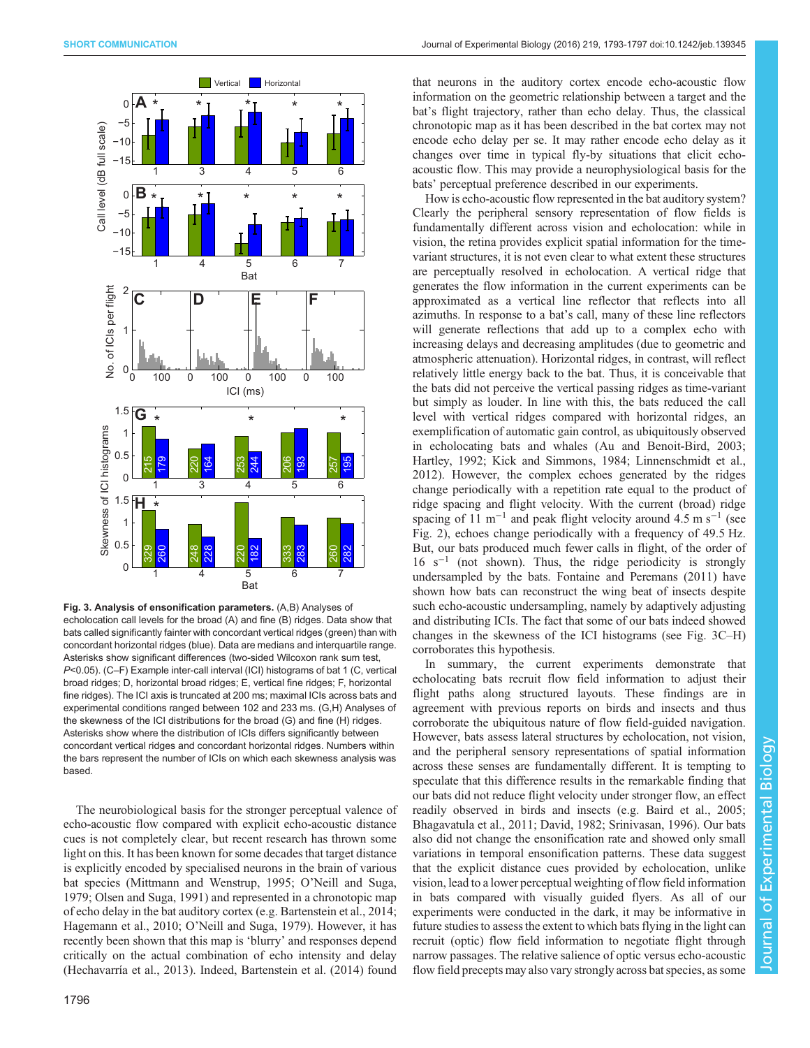**Fig. 3. Analysis of ensonification parameters.** (A,B) Analyses of echolocation call levels for the broad (A) and fine (B) ridges. Data show that bats called significantly fainter with concordant vertical ridges (green) than with concordant horizontal ridges (blue). Data are medians and interquartile range. Asterisks show significant differences (two-sided Wilcoxon rank sum test, $P<0.05$). (C–F) Example inter-call interval (ICI) histograms of bat 1 (C, vertical broad ridges; D, horizontal broad ridges; E, vertical fine ridges; F, horizontal fine ridges). The ICI axis is truncated at 200 ms; maximal ICIs across bats and experimental conditions ranged between 102 and 233 ms. (G,H) Analyses of the skewness of the ICI distributions for the broad (G) and fine (H) ridges. Asterisks show where the distribution of ICIs differs significantly between concordant vertical ridges and concordant horizontal ridges. Numbers within the bars represent the number of ICIs on which each skewness analysis was based.

The neurobiological basis for the stronger perceptual valence of echo-acoustic flow compared with explicit echo-acoustic distance cues is not completely clear, but recent research has thrown some light on this. It has been known for some decades that target distance is explicitly encoded by specialised neurons in the brain of various bat species (Mittmann and Wenstrup, 1995; O'Neill and Suga, 1979; Olsen and Suga, 1991) and represented in a chronotopic map of echo delay in the bat auditory cortex (e.g. Bartenstein et al., 2014; Hagemann et al., 2010; O'Neill and Suga, 1979). However, it has recently been shown that this map is 'blurry' and responses depend critically on the actual combination of echo intensity and delay (Hechavarría et al., 2013). Indeed, Bartenstein et al. (2014) found that neurons in the auditory cortex encode echo-acoustic flow information on the geometric relationship between a target and the bat's flight trajectory, rather than echo delay. Thus, the classical chronotopic map as it has been described in the bat cortex may not encode echo delay per se. It may rather encode echo delay as it changes over time in typical fly-by situations that elicit echo-acoustic flow. This may provide a neurophysiological basis for the bats' perceptual preference described in our experiments.

How is echo-acoustic flow represented in the bat auditory system? Clearly the peripheral sensory representation of flow fields is fundamentally different across vision and echolocation: while in vision, the retina provides explicit spatial information for the time-variant structures, it is not even clear to what extent these structures are perceptually resolved in echolocation. A vertical ridge that generates the flow information in the current experiments can be approximated as a vertical line reflector that reflects into all azimuths. In response to a bat's call, many of these line reflectors will generate reflections that add up to a complex echo with increasing delays and decreasing amplitudes (due to geometric and atmospheric attenuation). Horizontal ridges, in contrast, will reflect relatively little energy back to the bat. Thus, it is conceivable that the bats did not perceive the vertical passing ridges as time-variant but simply as louder. In line with this, the bats reduced the call level with vertical ridges compared with horizontal ridges, an exemplification of automatic gain control, as ubiquitously observed in echolocating bats and whales (Au and Benoit-Bird, 2003; Hartley, 1992; Kick and Simmons, 1984; Linnenschmidt et al., 2012). However, the complex echoes generated by the ridges change periodically with a repetition rate equal to the product of ridge spacing and flight velocity. With the current (broad) ridge spacing of 11 $m^{-1}$ and peak flight velocity around 4.5 m $s^{-1}$ (see Fig. 2), echoes change periodically with a frequency of 49.5 Hz. But, our bats produced much fewer calls in flight, of the order of 16 $s^{-1}$ (not shown). Thus, the ridge periodicity is strongly undersampled by the bats. Fontaine and Peremans (2011) have shown how bats can reconstruct the wing beat of insects despite such echo-acoustic undersampling, namely by adaptively adjusting and distributing ICIs. The fact that some of our bats indeed showed changes in the skewness of the ICI histograms (see Fig. 3C–H) corroborates this hypothesis.

In summary, the current experiments demonstrate that echolocating bats recruit flow field information to adjust their flight paths along structured layouts. These findings are in agreement with previous reports on birds and insects and thus corroborate the ubiquitous nature of flow field-guided navigation. However, bats assess lateral structures by echolocation, not vision, and the peripheral sensory representations of spatial information across these senses are fundamentally different. It is tempting to speculate that this difference results in the remarkable finding that our bats did not reduce flight velocity under stronger flow, an effect readily observed in birds and insects (e.g. Baird et al., 2005; Bhagavatula et al., 2011; David, 1982; Srinivasan, 1996). Our bats also did not change the ensonification rate and showed only small variations in temporal ensonification patterns. These data suggest that the explicit distance cues provided by echolocation, unlike vision, lead to a lower perceptual weighting of flow field information in bats compared with visually guided flyers. As all of our experiments were conducted in the dark, it may be informative in future studies to assess the extent to which bats flying in the light can recruit (optic) flow field information to negotiate flight through narrow passages. The relative salience of optic versus echo-acoustic flow field percepts may also vary strongly across bat species, as some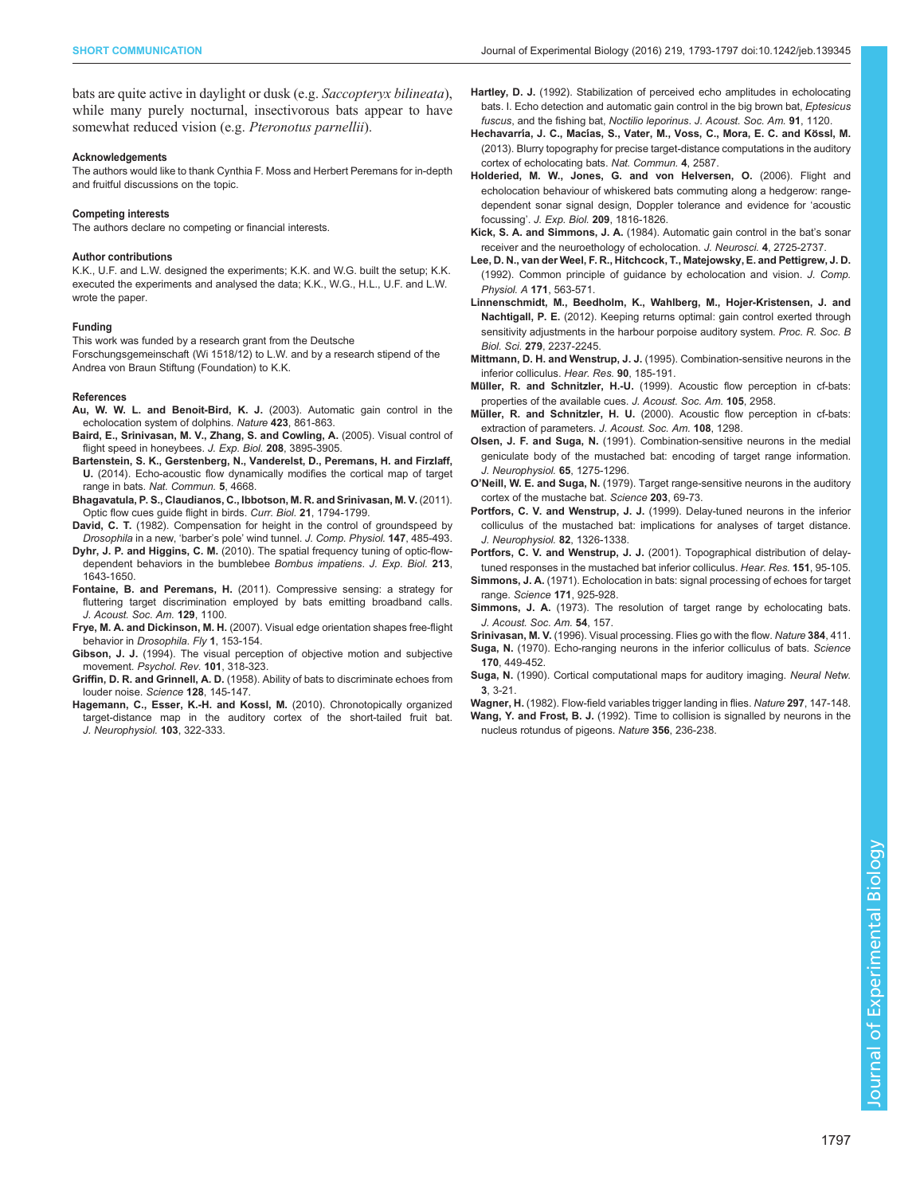bats are quite active in daylight or dusk (e.g. *Saccopteryx bilineata*), while many purely nocturnal, insectivorous bats appear to have somewhat reduced vision (e.g. *Pteronotus parnellii*).

#### Acknowledgements

The authors would like to thank Cynthia F. Moss and Herbert Peremans for in-depth and fruitful discussions on the topic.

#### Competing interests

The authors declare no competing or financial interests.

#### Author contributions

K.K., U.F. and L.W. designed the experiments; K.K. and W.G. built the setup; K.K. executed the experiments and analysed the data; K.K., W.G., H.L., U.F. and L.W. wrote the paper.

#### Funding

This work was funded by a research grant from the Deutsche Forschungsgemeinschaft (Wi 1518/12) to L.W. and by a research stipend of the Andrea von Braun Stiftung (Foundation) to K.K.

#### References

**Au, W. W. L. and Benoit-Bird, K. J.** (2003). Automatic gain control in the echolocation system of dolphins. *Nature* **423**, 861-863.

**Baird, E., Srinivasan, M. V., Zhang, S. and Cowling, A.** (2005). Visual control of flight speed in honeybees. *J. Exp. Biol.* **208**, 3895-3905.

**Bartenstein, S. K., Gerstenberg, N., Vanderelst, D., Peremans, H. and Firzlaff, U.** (2014). Echo-acoustic flow dynamically modifies the cortical map of target range in bats. *Nat. Commun.* **5**, 4668.

**Bhagavatula, P. S., Claudianos, C., Ibbotson, M. R. and Srinivasan, M. V.** (2011). Optic flow cues guide flight in birds. *Curr. Biol.* **21**, 1794-1799.

**David, C. T.** (1982). Compensation for height in the control of groundspeed by *Drosophila* in a new, 'barber's pole' wind tunnel. *J. Comp. Physiol.* **147**, 485-493.

**Dyhr, J. P. and Higgins, C. M.** (2010). The spatial frequency tuning of optic-flow-dependent behaviors in the bumblebee *Bombus impatiens*. *J. Exp. Biol.* **213**, 1643-1650.

**Fontaine, B. and Peremans, H.** (2011). Compressive sensing: a strategy for fluttering target discrimination employed by bats emitting broadband calls. *J. Acoust. Soc. Am.* **129**, 1100.

**Frye, M. A. and Dickinson, M. H.** (2007). Visual edge orientation shapes free-flight behavior in *Drosophila*. *Fly* **1**, 153-154.

**Gibson, J. J.** (1994). The visual perception of objective motion and subjective movement. *Psychol. Rev.* **101**, 318-323.

**Griffin, D. R. and Grinnell, A. D.** (1958). Ability of bats to discriminate echoes from louder noise. *Science* **128**, 145-147.

**Hagemann, C., Esser, K.-H. and Kossl, M.** (2010). Chronotopically organized target-distance map in the auditory cortex of the short-tailed fruit bat. *J. Neurophysiol.* **103**, 322-333.

**Hartley, D. J.** (1992). Stabilization of perceived echo amplitudes in echolocating bats. I. Echo detection and automatic gain control in the big brown bat, *Eptesicus fuscus*, and the fishing bat, *Noctilio leporinus*. *J. Acoust. Soc. Am.* **91**, 1120.

**Hechavarría, J. C., Macías, S., Vater, M., Voss, C., Mora, E. C. and Kössl, M.** (2013). Blurry topography for precise target-distance computations in the auditory cortex of echolocating bats. *Nat. Commun.* **4**, 2587.

**Holderied, M. W., Jones, G. and von Helversen, O.** (2006). Flight and echolocation behaviour of whiskered bats commuting along a hedgerow: range-dependent sonar signal design, Doppler tolerance and evidence for 'acoustic focussing'. *J. Exp. Biol.* **209**, 1816-1826.

**Kick, S. A. and Simmons, J. A.** (1984). Automatic gain control in the bat's sonar receiver and the neuroethology of echolocation. *J. Neurosci.* **4**, 2725-2737.

**Lee, D. N., van der Weel, F. R., Hitchcock, T., Matejowsky, E. and Pettigrew, J. D.** (1992). Common principle of guidance by echolocation and vision. *J. Comp. Physiol. A* **171**, 563-571.

**Linnenschmidt, M., Beedholm, K., Wahlberg, M., Hojer-Kristensen, J. and Nachtigall, P. E.** (2012). Keeping returns optimal: gain control exerted through sensitivity adjustments in the harbour porpoise auditory system. *Proc. R. Soc. B Biol. Sci.* **279**, 2237-2245.

**Mittmann, D. H. and Wenstrup, J. J.** (1995). Combination-sensitive neurons in the inferior colliculus. *Hear. Res.* **90**, 185-191.

**Müller, R. and Schnitzler, H.-U.** (1999). Acoustic flow perception in cf-bats: properties of the available cues. *J. Acoust. Soc. Am.* **105**, 2958.

**Müller, R. and Schnitzler, H. U.** (2000). Acoustic flow perception in cf-bats: extraction of parameters. *J. Acoust. Soc. Am.* **108**, 1298.

**Olsen, J. F. and Suga, N.** (1991). Combination-sensitive neurons in the medial geniculate body of the mustached bat: encoding of target range information. *J. Neurophysiol.* **65**, 1275-1296.

**O'Neill, W. E. and Suga, N.** (1979). Target range-sensitive neurons in the auditory cortex of the mustache bat. *Science* **203**, 69-73.

**Portfors, C. V. and Wenstrup, J. J.** (1999). Delay-tuned neurons in the inferior colliculus of the mustached bat: implications for analyses of target distance. *J. Neurophysiol.* **82**, 1326-1338.

**Portfors, C. V. and Wenstrup, J. J.** (2001). Topographical distribution of delay-tuned responses in the mustached bat inferior colliculus. *Hear. Res.* **151**, 95-105.

**Simmons, J. A.** (1971). Echolocation in bats: signal processing of echoes for target range. *Science* **171**, 925-928.

**Simmons, J. A.** (1973). The resolution of target range by echolocating bats. *J. Acoust. Soc. Am.* **54**, 157.

**Srinivasan, M. V.** (1996). Visual processing. Flies go with the flow. *Nature* **384**, 411.

**Suga, N.** (1970). Echo-ranging neurons in the inferior colliculus of bats. *Science* **170**, 449-452.

**Suga, N.** (1990). Cortical computational maps for auditory imaging. *Neural Netw.* **3**, 3-21.

**Wagner, H.** (1982). Flow-field variables trigger landing in flies. *Nature* **297**, 147-148.

**Wang, Y. and Frost, B. J.** (1992). Time to collision is signalled by neurons in the nucleus rotundus of pigeons. *Nature* **356**, 236-238.